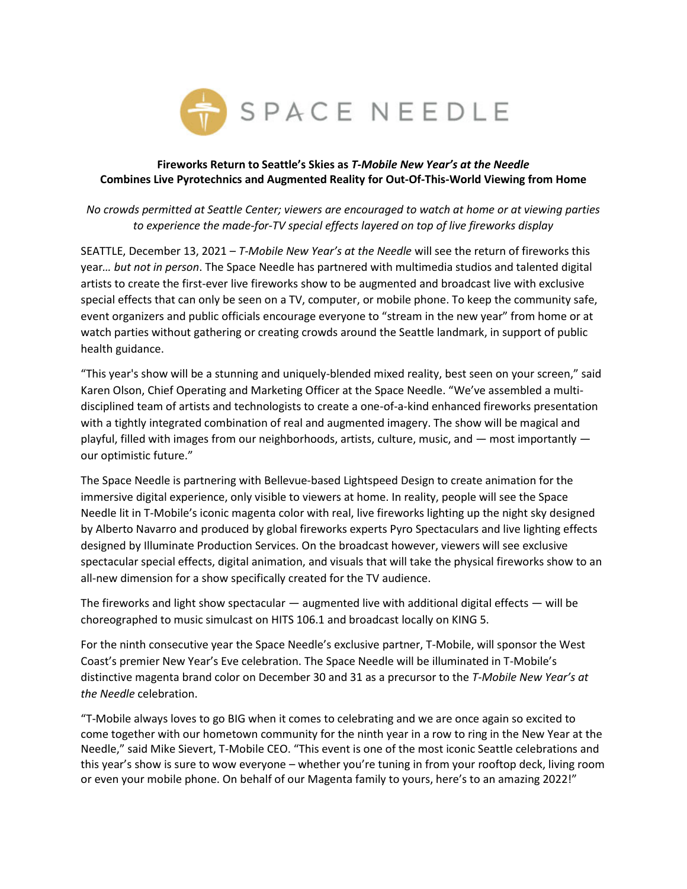SPACE NEEDLE

## Fireworks Return to Seattle's Skies as *T-Mobile New Year's at the Needle* Combines Live Pyrotechnics and Augmented Reality for Out-Of-This-World Viewing from Home

*No crowds permitted at Seattle Center; viewers are encouraged to watch at home or at viewing parties to experience the made-for-TV special effects layered on top of live fireworks display*

SEATTLE, December 13, 2021 – *T-Mobile New Year's at the Needle* will see the return of fireworks this year… *but not in person*. The Space Needle has partnered with multimedia studios and talented digital artists to create the first-ever live fireworks show to be augmented and broadcast live with exclusive special effects that can only be seen on a TV, computer, or mobile phone. To keep the community safe, event organizers and public officials encourage everyone to "stream in the new year" from home or at watch parties without gathering or creating crowds around the Seattle landmark, in support of public health guidance.

"This year's show will be a stunning and uniquely-blended mixed reality, best seen on your screen," said Karen Olson, Chief Operating and Marketing Officer at the Space Needle. "We've assembled a multi-disciplined team of artists and technologists to create a one-of-a-kind enhanced fireworks presentation with a tightly integrated combination of real and augmented imagery. The show will be magical and playful, filled with images from our neighborhoods, artists, culture, music, and — most importantly — our optimistic future."

The Space Needle is partnering with Bellevue-based Lightspeed Design to create animation for the immersive digital experience, only visible to viewers at home. In reality, people will see the Space Needle lit in T-Mobile's iconic magenta color with real, live fireworks lighting up the night sky designed by Alberto Navarro and produced by global fireworks experts Pyro Spectaculars and live lighting effects designed by Illuminate Production Services. On the broadcast however, viewers will see exclusive spectacular special effects, digital animation, and visuals that will take the physical fireworks show to an all-new dimension for a show specifically created for the TV audience.

The fireworks and light show spectacular — augmented live with additional digital effects — will be choreographed to music simulcast on HITS 106.1 and broadcast locally on KING 5.

For the ninth consecutive year the Space Needle's exclusive partner, T-Mobile, will sponsor the West Coast's premier New Year's Eve celebration. The Space Needle will be illuminated in T-Mobile's distinctive magenta brand color on December 30 and 31 as a precursor to the *T-Mobile New Year's at the Needle* celebration.

"T-Mobile always loves to go BIG when it comes to celebrating and we are once again so excited to come together with our hometown community for the ninth year in a row to ring in the New Year at the Needle," said Mike Sievert, T-Mobile CEO. "This event is one of the most iconic Seattle celebrations and this year's show is sure to wow everyone – whether you're tuning in from your rooftop deck, living room or even your mobile phone. On behalf of our Magenta family to yours, here's to an amazing 2022!"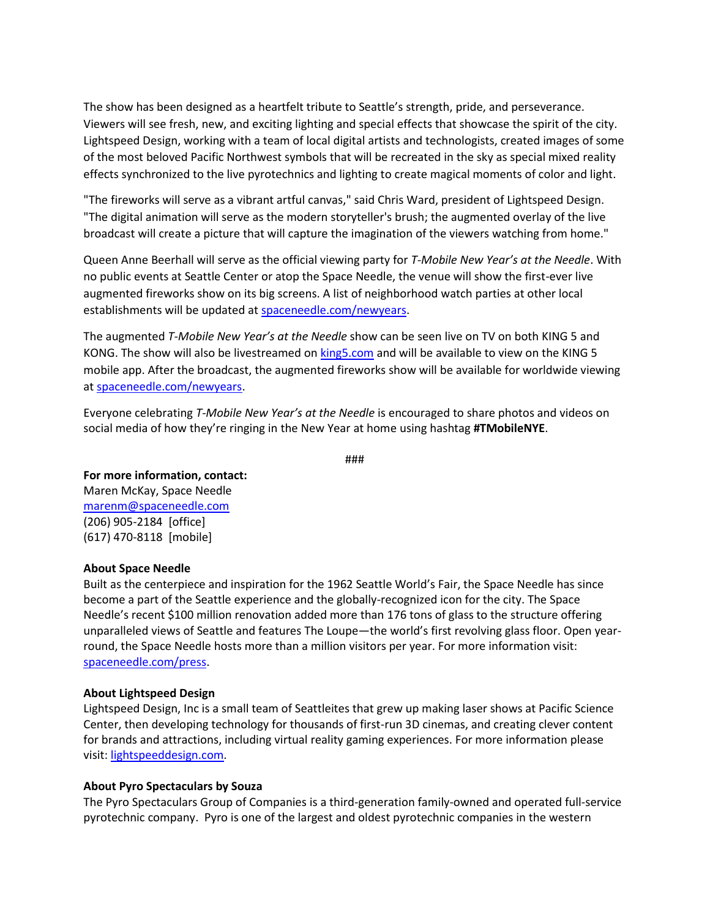The show has been designed as a heartfelt tribute to Seattle's strength, pride, and perseverance. Viewers will see fresh, new, and exciting lighting and special effects that showcase the spirit of the city. Lightspeed Design, working with a team of local digital artists and technologists, created images of some of the most beloved Pacific Northwest symbols that will be recreated in the sky as special mixed reality effects synchronized to the live pyrotechnics and lighting to create magical moments of color and light.

"The fireworks will serve as a vibrant artful canvas," said Chris Ward, president of Lightspeed Design. "The digital animation will serve as the modern storyteller's brush; the augmented overlay of the live broadcast will create a picture that will capture the imagination of the viewers watching from home."

Queen Anne Beerhall will serve as the official viewing party for *T-Mobile New Year's at the Needle*. With no public events at Seattle Center or atop the Space Needle, the venue will show the first-ever live augmented fireworks show on its big screens. A list of neighborhood watch parties at other local establishments will be updated at [spaceneedle.com/newyears](spaceneedle.com/newyears).

The augmented *T-Mobile New Year's at the Needle* show can be seen live on TV on both KING 5 and KONG. The show will also be livestreamed on [king5.com](king5.com) and will be available to view on the KING 5 mobile app. After the broadcast, the augmented fireworks show will be available for worldwide viewing at [spaceneedle.com/newyears](spaceneedle.com/newyears).

Everyone celebrating *T-Mobile New Year's at the Needle* is encouraged to share photos and videos on social media of how they're ringing in the New Year at home using hashtag **#TMobileNYE**.

###

**For more information, contact:**
Maren McKay, Space Needle
marenm@spaceneedle.com
(206) 905-2184 [office]
(617) 470-8118 [mobile]

**About Space Needle**
Built as the centerpiece and inspiration for the 1962 Seattle World's Fair, the Space Needle has since become a part of the Seattle experience and the globally-recognized icon for the city. The Space Needle's recent $100 million renovation added more than 176 tons of glass to the structure offering unparalleled views of Seattle and features The Loupe—the world's first revolving glass floor. Open year-round, the Space Needle hosts more than a million visitors per year. For more information visit: [spaceneedle.com/press](spaceneedle.com/press).

**About Lightspeed Design**
Lightspeed Design, Inc is a small team of Seattleites that grew up making laser shows at Pacific Science Center, then developing technology for thousands of first-run 3D cinemas, and creating clever content for brands and attractions, including virtual reality gaming experiences. For more information please visit: [lightspeeddesign.com](lightspeeddesign.com).

**About Pyro Spectaculars by Souza**
The Pyro Spectaculars Group of Companies is a third-generation family-owned and operated full-service pyrotechnic company. Pyro is one of the largest and oldest pyrotechnic companies in the western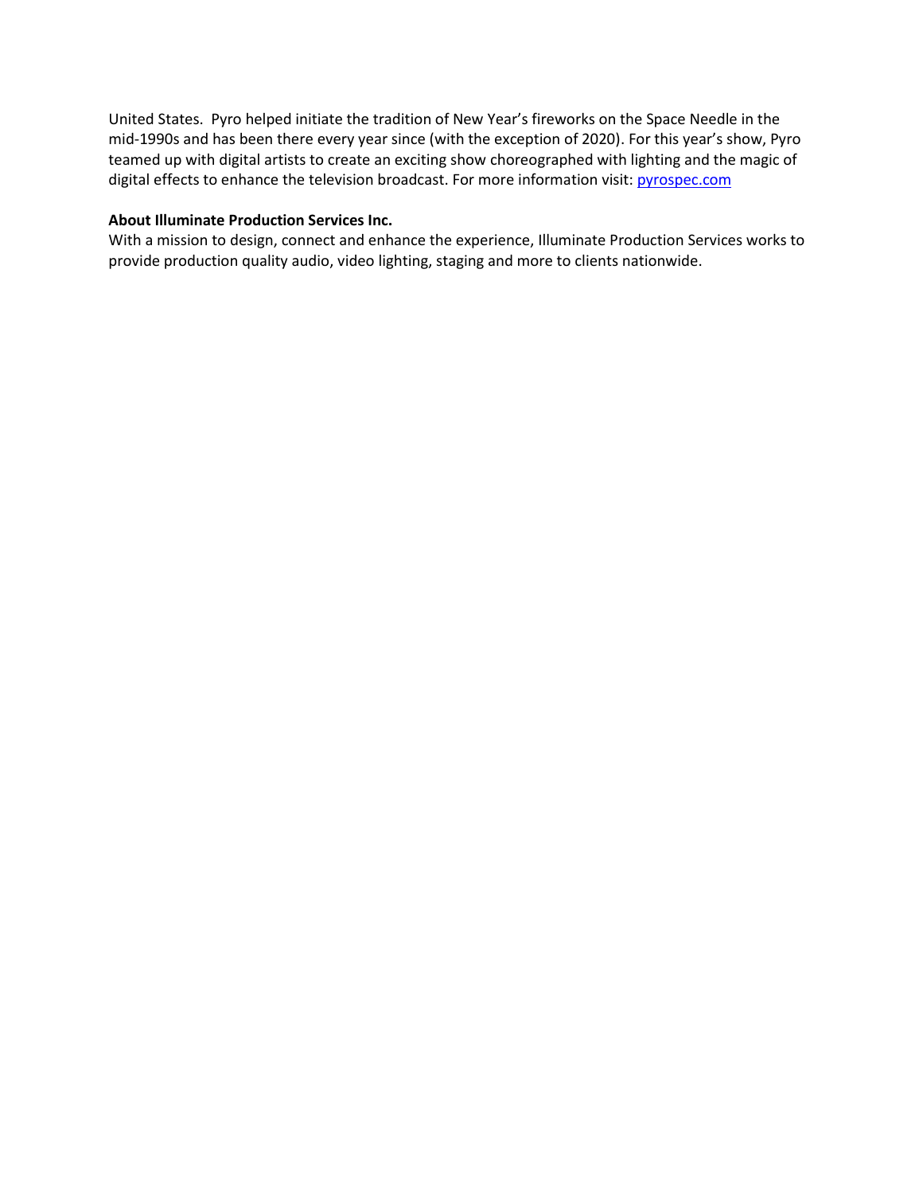United States. Pyro helped initiate the tradition of New Year's fireworks on the Space Needle in the mid-1990s and has been there every year since (with the exception of 2020). For this year's show, Pyro teamed up with digital artists to create an exciting show choreographed with lighting and the magic of digital effects to enhance the television broadcast. For more information visit: [pyrospec.com](pyrospec.com)

**About Illuminate Production Services Inc.**

With a mission to design, connect and enhance the experience, Illuminate Production Services works to provide production quality audio, video lighting, staging and more to clients nationwide.